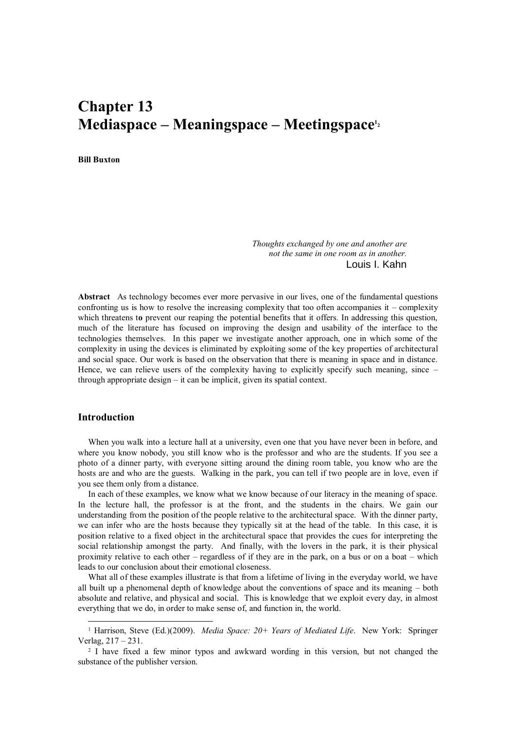# Chapter 13
# Mediaspace – Meaningspace – Meetingspace[1,2]

**Bill Buxton**

*Thoughts exchanged by one and another are not the same in one room as in another.*
Louis I. Kahn

**Abstract** As technology becomes ever more pervasive in our lives, one of the fundamental questions confronting us is how to resolve the increasing complexity that too often accompanies it – complexity which threatens t**o** prevent our reaping the potential benefits that it offers. In addressing this question, much of the literature has focused on improving the design and usability of the interface to the technologies themselves. In this paper we investigate another approach, one in which some of the complexity in using the devices is eliminated by exploiting some of the key properties of architectural and social space. Our work is based on the observation that there is meaning in space and in distance. Hence, we can relieve users of the complexity having to explicitly specify such meaning, since – through appropriate design – it can be implicit, given its spatial context.

## Introduction

When you walk into a lecture hall at a university, even one that you have never been in before, and where you know nobody, you still know who is the professor and who are the students. If you see a photo of a dinner party, with everyone sitting around the dining room table, you know who are the hosts are and who are the guests. Walking in the park, you can tell if two people are in love, even if you see them only from a distance.

In each of these examples, we know what we know because of our literacy in the meaning of space. In the lecture hall, the professor is at the front, and the students in the chairs. We gain our understanding from the position of the people relative to the architectural space. With the dinner party, we can infer who are the hosts because they typically sit at the head of the table. In this case, it is position relative to a fixed object in the architectural space that provides the cues for interpreting the social relationship amongst the party. And finally, with the lovers in the park, it is their physical proximity relative to each other – regardless of if they are in the park, on a bus or on a boat – which leads to our conclusion about their emotional closeness.

What all of these examples illustrate is that from a lifetime of living in the everyday world, we have all built up a phenomenal depth of knowledge about the conventions of space and its meaning – both absolute and relative, and physical and social. This is knowledge that we exploit every day, in almost everything that we do, in order to make sense of, and function in, the world.

---

[1] Harrison, Steve (Ed.)(2009). *Media Space: 20+ Years of Mediated Life*. New York: Springer Verlag, 217 – 231.

[2] I have fixed a few minor typos and awkward wording in this version, but not changed the substance of the publisher version.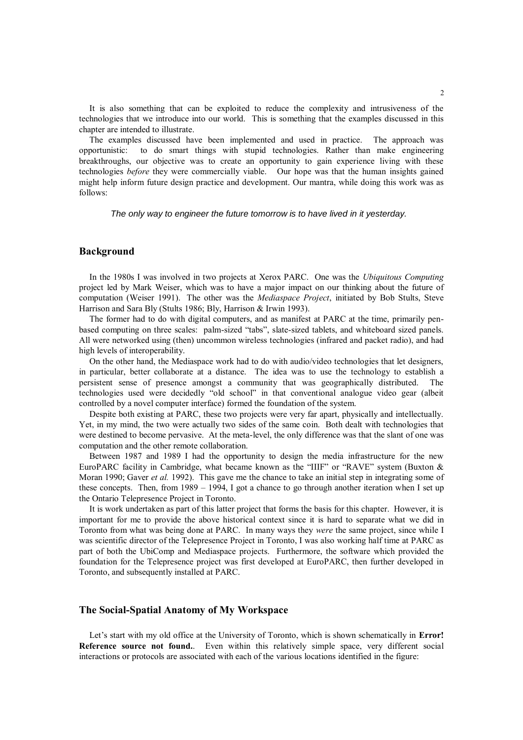It is also something that can be exploited to reduce the complexity and intrusiveness of the technologies that we introduce into our world. This is something that the examples discussed in this chapter are intended to illustrate.

The examples discussed have been implemented and used in practice. The approach was opportunistic: to do smart things with stupid technologies. Rather than make engineering breakthroughs, our objective was to create an opportunity to gain experience living with these technologies *before* they were commercially viable. Our hope was that the human insights gained might help inform future design practice and development. Our mantra, while doing this work was as follows:

*The only way to engineer the future tomorrow is to have lived in it yesterday.*

## Background

In the 1980s I was involved in two projects at Xerox PARC. One was the *Ubiquitous Computing* project led by Mark Weiser, which was to have a major impact on our thinking about the future of computation (Weiser 1991). The other was the *Mediaspace Project*, initiated by Bob Stults, Steve Harrison and Sara Bly (Stults 1986; Bly, Harrison & Irwin 1993).

The former had to do with digital computers, and as manifest at PARC at the time, primarily pen-based computing on three scales: palm-sized "tabs", slate-sized tablets, and whiteboard sized panels. All were networked using (then) uncommon wireless technologies (infrared and packet radio), and had high levels of interoperability.

On the other hand, the Mediaspace work had to do with audio/video technologies that let designers, in particular, better collaborate at a distance. The idea was to use the technology to establish a persistent sense of presence amongst a community that was geographically distributed. The technologies used were decidedly "old school" in that conventional analogue video gear (albeit controlled by a novel computer interface) formed the foundation of the system.

Despite both existing at PARC, these two projects were very far apart, physically and intellectually. Yet, in my mind, the two were actually two sides of the same coin. Both dealt with technologies that were destined to become pervasive. At the meta-level, the only difference was that the slant of one was computation and the other remote collaboration.

Between 1987 and 1989 I had the opportunity to design the media infrastructure for the new EuroPARC facility in Cambridge, what became known as the "IIIF" or "RAVE" system (Buxton & Moran 1990; Gaver *et al.* 1992). This gave me the chance to take an initial step in integrating some of these concepts. Then, from 1989 – 1994, I got a chance to go through another iteration when I set up the Ontario Telepresence Project in Toronto.

It is work undertaken as part of this latter project that forms the basis for this chapter. However, it is important for me to provide the above historical context since it is hard to separate what we did in Toronto from what was being done at PARC. In many ways they *were* the same project, since while I was scientific director of the Telepresence Project in Toronto, I was also working half time at PARC as part of both the UbiComp and Mediaspace projects. Furthermore, the software which provided the foundation for the Telepresence project was first developed at EuroPARC, then further developed in Toronto, and subsequently installed at PARC.

## The Social-Spatial Anatomy of My Workspace

Let's start with my old office at the University of Toronto, which is shown schematically in **Error! Reference source not found.**. Even within this relatively simple space, very different social interactions or protocols are associated with each of the various locations identified in the figure: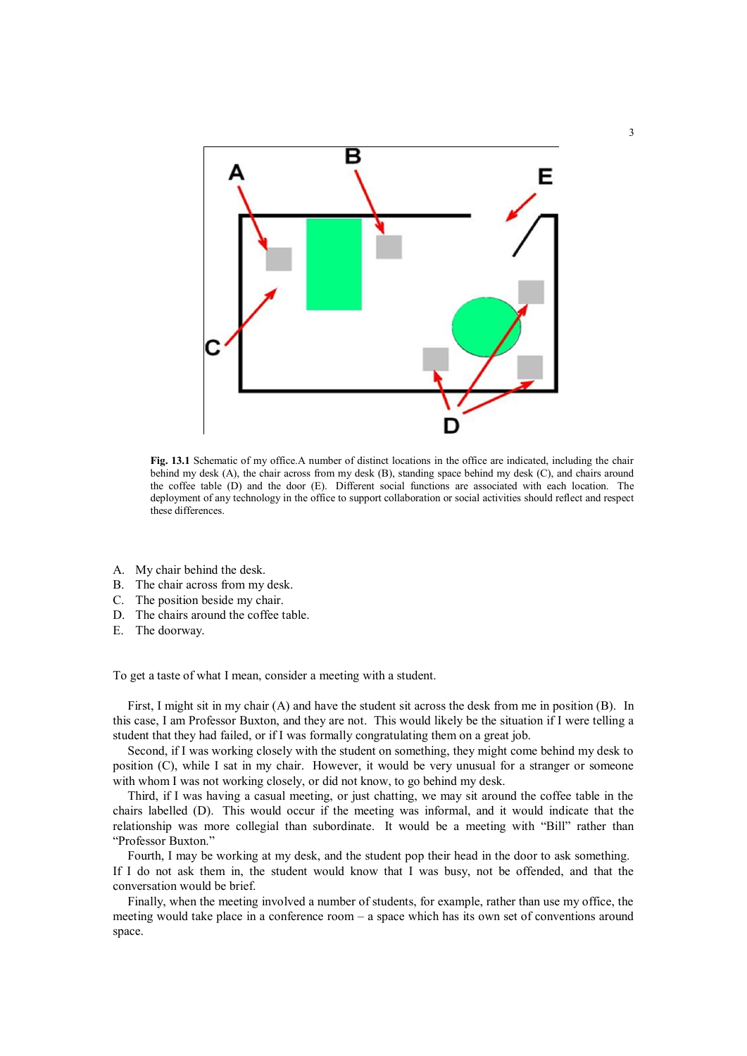A

B

E

C

D

**Fig. 13.1** Schematic of my office.A number of distinct locations in the office are indicated, including the chair behind my desk (A), the chair across from my desk (B), standing space behind my desk (C), and chairs around the coffee table (D) and the door (E). Different social functions are associated with each location. The deployment of any technology in the office to support collaboration or social activities should reflect and respect these differences.

A. My chair behind the desk.
B. The chair across from my desk.
C. The position beside my chair.
D. The chairs around the coffee table.
E. The doorway.

To get a taste of what I mean, consider a meeting with a student.

First, I might sit in my chair (A) and have the student sit across the desk from me in position (B). In this case, I am Professor Buxton, and they are not. This would likely be the situation if I were telling a student that they had failed, or if I was formally congratulating them on a great job.

Second, if I was working closely with the student on something, they might come behind my desk to position (C), while I sat in my chair. However, it would be very unusual for a stranger or someone with whom I was not working closely, or did not know, to go behind my desk.

Third, if I was having a casual meeting, or just chatting, we may sit around the coffee table in the chairs labelled (D). This would occur if the meeting was informal, and it would indicate that the relationship was more collegial than subordinate. It would be a meeting with "Bill" rather than "Professor Buxton."

Fourth, I may be working at my desk, and the student pop their head in the door to ask something. If I do not ask them in, the student would know that I was busy, not be offended, and that the conversation would be brief.

Finally, when the meeting involved a number of students, for example, rather than use my office, the meeting would take place in a conference room – a space which has its own set of conventions around space.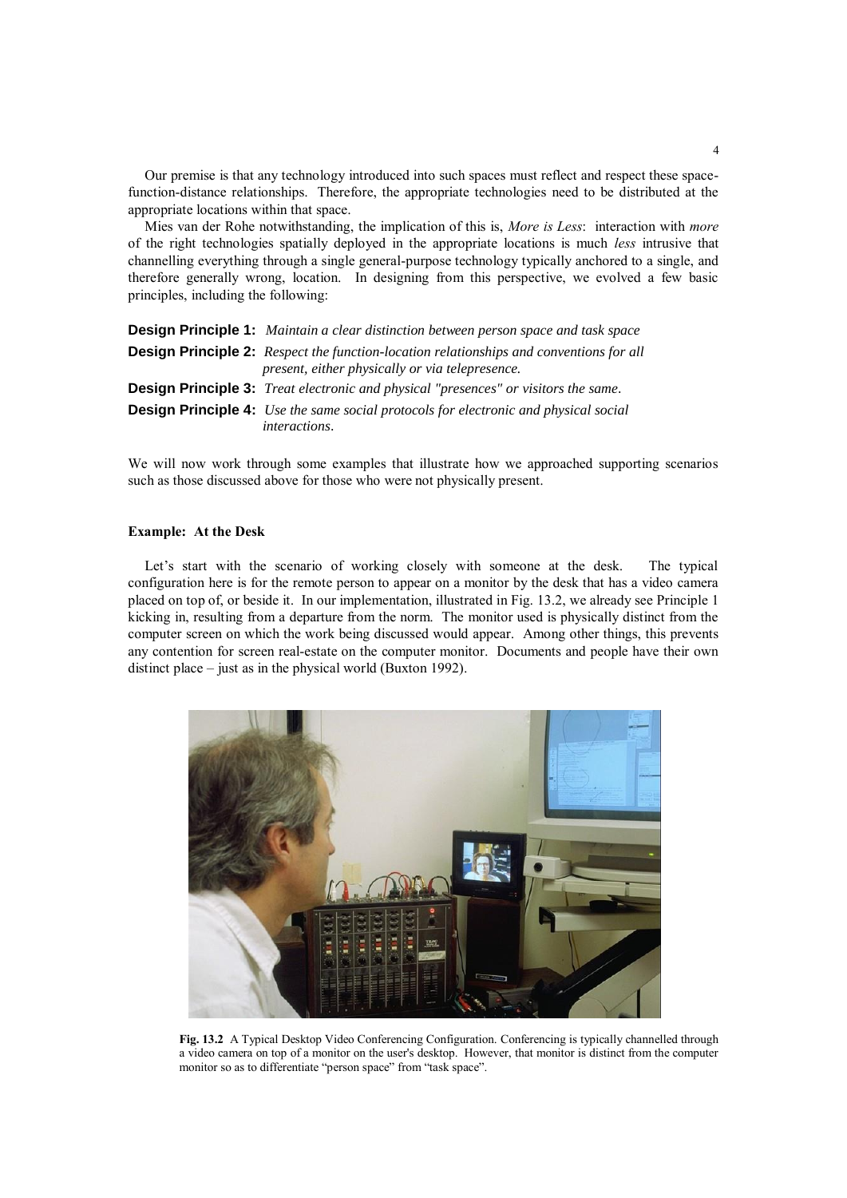Our premise is that any technology introduced into such spaces must reflect and respect these space-function-distance relationships. Therefore, the appropriate technologies need to be distributed at the appropriate locations within that space.

Mies van der Rohe notwithstanding, the implication of this is, *More is Less*: interaction with *more* of the right technologies spatially deployed in the appropriate locations is much *less* intrusive that channelling everything through a single general-purpose technology typically anchored to a single, and therefore generally wrong, location. In designing from this perspective, we evolved a few basic principles, including the following:

**Design Principle 1:** *Maintain a clear distinction between person space and task space*

**Design Principle 2:** *Respect the function-location relationships and conventions for all present, either physically or via telepresence.*

**Design Principle 3:** *Treat electronic and physical "presences" or visitors the same.*

**Design Principle 4:** *Use the same social protocols for electronic and physical social interactions.*

We will now work through some examples that illustrate how we approached supporting scenarios such as those discussed above for those who were not physically present.

### Example: At the Desk

Let's start with the scenario of working closely with someone at the desk. The typical configuration here is for the remote person to appear on a monitor by the desk that has a video camera placed on top of, or beside it. In our implementation, illustrated in Fig. 13.2, we already see Principle 1 kicking in, resulting from a departure from the norm. The monitor used is physically distinct from the computer screen on which the work being discussed would appear. Among other things, this prevents any contention for screen real-estate on the computer monitor. Documents and people have their own distinct place – just as in the physical world (Buxton 1992).

**Fig. 13.2** A Typical Desktop Video Conferencing Configuration. Conferencing is typically channelled through a video camera on top of a monitor on the user's desktop. However, that monitor is distinct from the computer monitor so as to differentiate "person space" from "task space".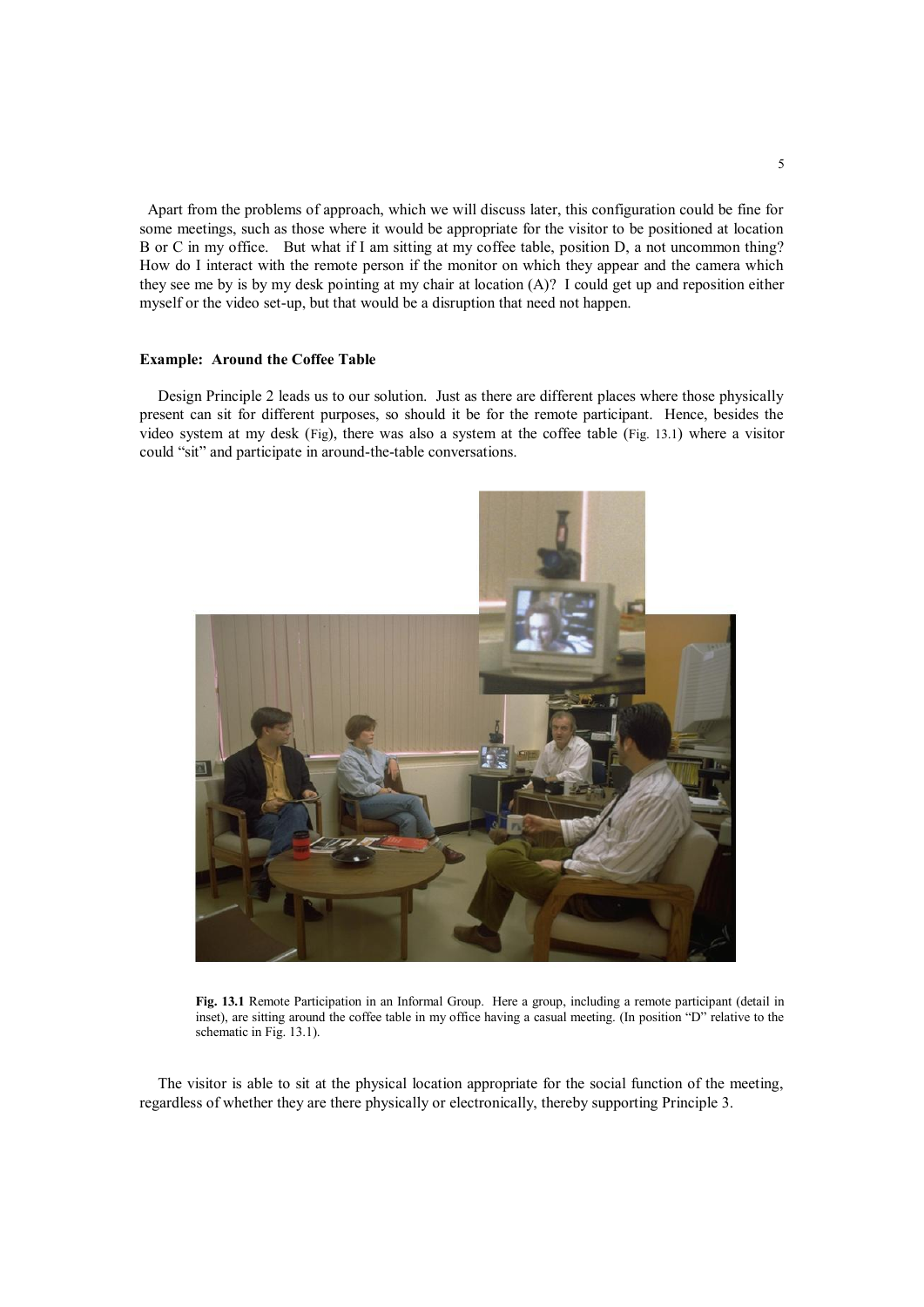Apart from the problems of approach, which we will discuss later, this configuration could be fine for some meetings, such as those where it would be appropriate for the visitor to be positioned at location B or C in my office. But what if I am sitting at my coffee table, position D, a not uncommon thing? How do I interact with the remote person if the monitor on which they appear and the camera which they see me by is by my desk pointing at my chair at location (A)? I could get up and reposition either myself or the video set-up, but that would be a disruption that need not happen.

**Example: Around the Coffee Table**

Design Principle 2 leads us to our solution. Just as there are different places where those physically present can sit for different purposes, so should it be for the remote participant. Hence, besides the video system at my desk (Fig), there was also a system at the coffee table (Fig. 13.1) where a visitor could "sit" and participate in around-the-table conversations.

**Fig. 13.1** Remote Participation in an Informal Group. Here a group, including a remote participant (detail in inset), are sitting around the coffee table in my office having a casual meeting. (In position "D" relative to the schematic in Fig. 13.1).

The visitor is able to sit at the physical location appropriate for the social function of the meeting, regardless of whether they are there physically or electronically, thereby supporting Principle 3.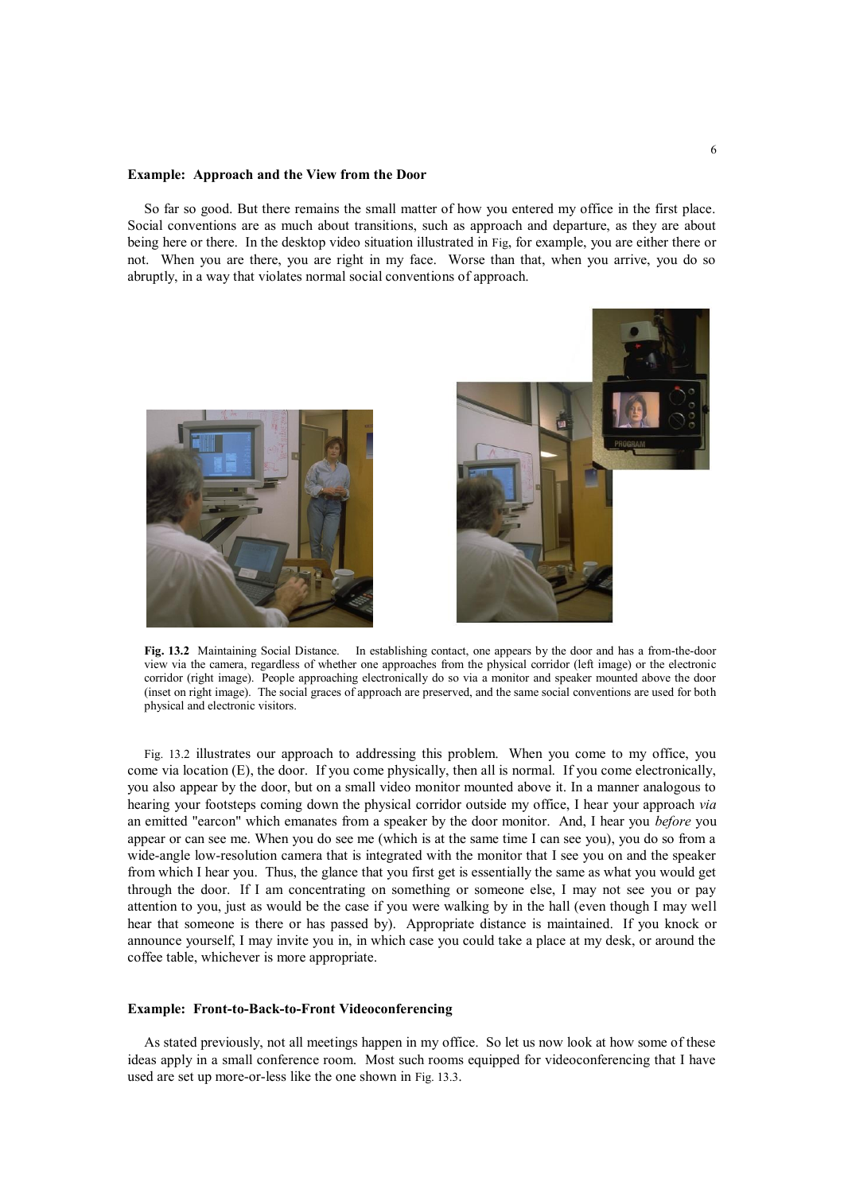**Example: Approach and the View from the Door**

So far so good. But there remains the small matter of how you entered my office in the first place. Social conventions are as much about transitions, such as approach and departure, as they are about being here or there. In the desktop video situation illustrated in Fig, for example, you are either there or not. When you are there, you are right in my face. Worse than that, when you arrive, you do so abruptly, in a way that violates normal social conventions of approach.

**Fig. 13.2** Maintaining Social Distance. In establishing contact, one appears by the door and has a from-the-door view via the camera, regardless of whether one approaches from the physical corridor (left image) or the electronic corridor (right image). People approaching electronically do so via a monitor and speaker mounted above the door (inset on right image). The social graces of approach are preserved, and the same social conventions are used for both physical and electronic visitors.

Fig. 13.2 illustrates our approach to addressing this problem. When you come to my office, you come via location (E), the door. If you come physically, then all is normal. If you come electronically, you also appear by the door, but on a small video monitor mounted above it. In a manner analogous to hearing your footsteps coming down the physical corridor outside my office, I hear your approach *via* an emitted "earcon" which emanates from a speaker by the door monitor. And, I hear you *before* you appear or can see me. When you do see me (which is at the same time I can see you), you do so from a wide-angle low-resolution camera that is integrated with the monitor that I see you on and the speaker from which I hear you. Thus, the glance that you first get is essentially the same as what you would get through the door. If I am concentrating on something or someone else, I may not see you or pay attention to you, just as would be the case if you were walking by in the hall (even though I may well hear that someone is there or has passed by). Appropriate distance is maintained. If you knock or announce yourself, I may invite you in, in which case you could take a place at my desk, or around the coffee table, whichever is more appropriate.

**Example: Front-to-Back-to-Front Videoconferencing**

As stated previously, not all meetings happen in my office. So let us now look at how some of these ideas apply in a small conference room. Most such rooms equipped for videoconferencing that I have used are set up more-or-less like the one shown in Fig. 13.3.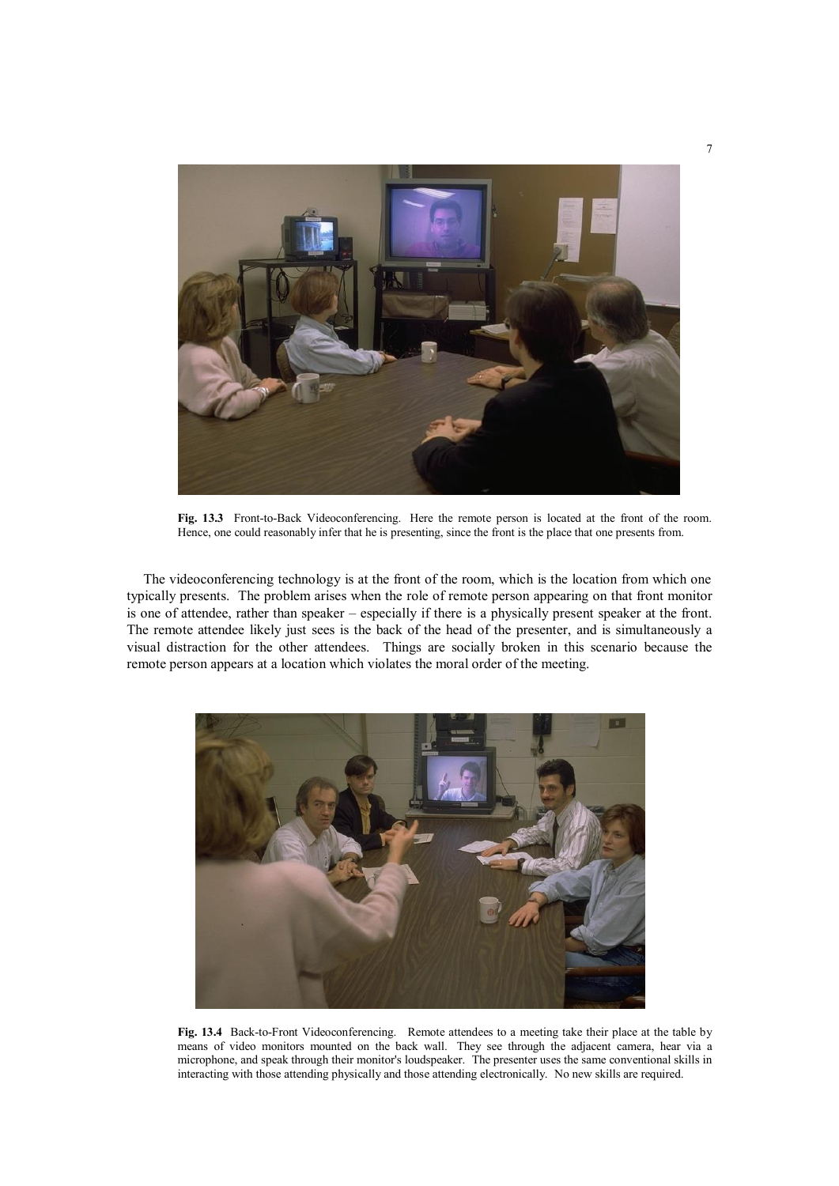**Fig. 13.3** Front-to-Back Videoconferencing. Here the remote person is located at the front of the room. Hence, one could reasonably infer that he is presenting, since the front is the place that one presents from.

The videoconferencing technology is at the front of the room, which is the location from which one typically presents. The problem arises when the role of remote person appearing on that front monitor is one of attendee, rather than speaker – especially if there is a physically present speaker at the front. The remote attendee likely just sees is the back of the head of the presenter, and is simultaneously a visual distraction for the other attendees. Things are socially broken in this scenario because the remote person appears at a location which violates the moral order of the meeting.

**Fig. 13.4** Back-to-Front Videoconferencing. Remote attendees to a meeting take their place at the table by means of video monitors mounted on the back wall. They see through the adjacent camera, hear via a microphone, and speak through their monitor's loudspeaker. The presenter uses the same conventional skills in interacting with those attending physically and those attending electronically. No new skills are required.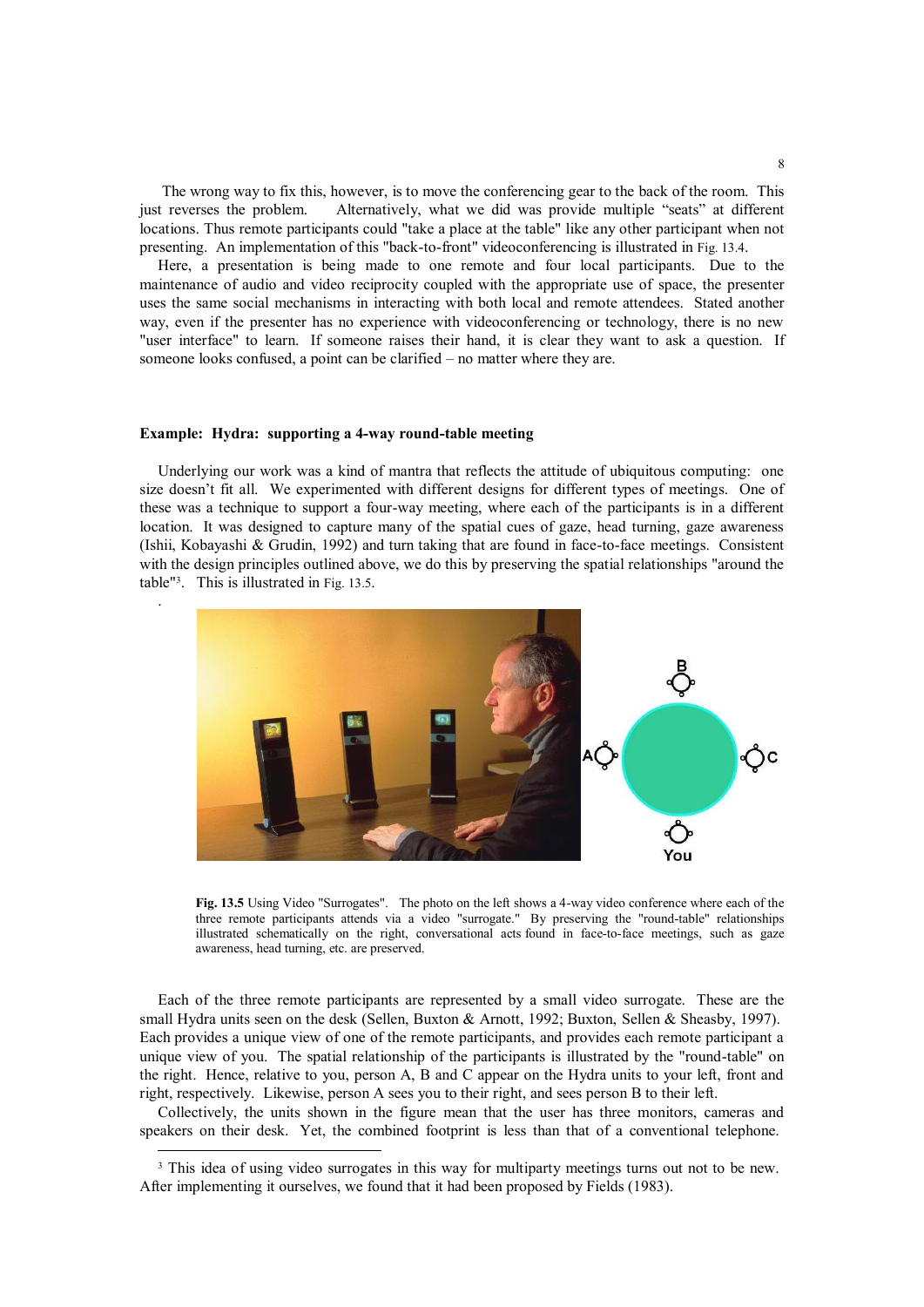The wrong way to fix this, however, is to move the conferencing gear to the back of the room. This just reverses the problem. Alternatively, what we did was provide multiple "seats" at different locations. Thus remote participants could "take a place at the table" like any other participant when not presenting. An implementation of this "back-to-front" videoconferencing is illustrated in Fig. 13.4.

Here, a presentation is being made to one remote and four local participants. Due to the maintenance of audio and video reciprocity coupled with the appropriate use of space, the presenter uses the same social mechanisms in interacting with both local and remote attendees. Stated another way, even if the presenter has no experience with videoconferencing or technology, there is no new "user interface" to learn. If someone raises their hand, it is clear they want to ask a question. If someone looks confused, a point can be clarified – no matter where they are.

**Example: Hydra: supporting a 4-way round-table meeting**

Underlying our work was a kind of mantra that reflects the attitude of ubiquitous computing: one size doesn't fit all. We experimented with different designs for different types of meetings. One of these was a technique to support a four-way meeting, where each of the participants is in a different location. It was designed to capture many of the spatial cues of gaze, head turning, gaze awareness (Ishii, Kobayashi & Grudin, 1992) and turn taking that are found in face-to-face meetings. Consistent with the design principles outlined above, we do this by preserving the spatial relationships "around the table"[3]. This is illustrated in Fig. 13.5.

**Fig. 13.5** Using Video "Surrogates". The photo on the left shows a 4-way video conference where each of the three remote participants attends via a video "surrogate." By preserving the "round-table" relationships illustrated schematically on the right, conversational acts found in face-to-face meetings, such as gaze awareness, head turning, etc. are preserved.

Each of the three remote participants are represented by a small video surrogate. These are the small Hydra units seen on the desk (Sellen, Buxton & Arnott, 1992; Buxton, Sellen & Sheasby, 1997). Each provides a unique view of one of the remote participants, and provides each remote participant a unique view of you. The spatial relationship of the participants is illustrated by the "round-table" on the right. Hence, relative to you, person A, B and C appear on the Hydra units to your left, front and right, respectively. Likewise, person A sees you to their right, and sees person B to their left.

Collectively, the units shown in the figure mean that the user has three monitors, cameras and speakers on their desk. Yet, the combined footprint is less than that of a conventional telephone.

[3] This idea of using video surrogates in this way for multiparty meetings turns out not to be new. After implementing it ourselves, we found that it had been proposed by Fields (1983).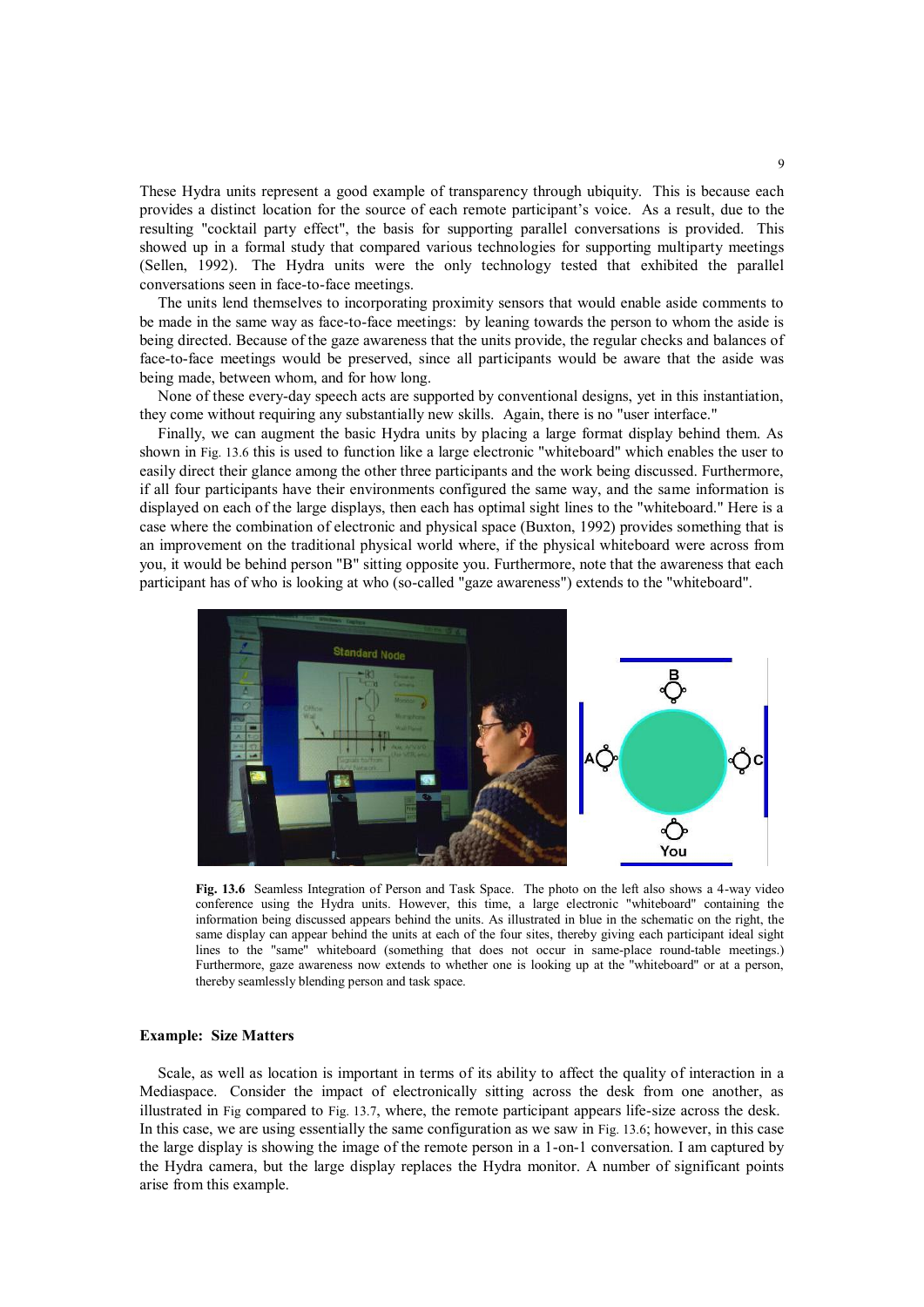These Hydra units represent a good example of transparency through ubiquity. This is because each provides a distinct location for the source of each remote participant's voice. As a result, due to the resulting "cocktail party effect", the basis for supporting parallel conversations is provided. This showed up in a formal study that compared various technologies for supporting multiparty meetings (Sellen, 1992). The Hydra units were the only technology tested that exhibited the parallel conversations seen in face-to-face meetings.

The units lend themselves to incorporating proximity sensors that would enable aside comments to be made in the same way as face-to-face meetings: by leaning towards the person to whom the aside is being directed. Because of the gaze awareness that the units provide, the regular checks and balances of face-to-face meetings would be preserved, since all participants would be aware that the aside was being made, between whom, and for how long.

None of these every-day speech acts are supported by conventional designs, yet in this instantiation, they come without requiring any substantially new skills. Again, there is no "user interface."

Finally, we can augment the basic Hydra units by placing a large format display behind them. As shown in Fig. 13.6 this is used to function like a large electronic "whiteboard" which enables the user to easily direct their glance among the other three participants and the work being discussed. Furthermore, if all four participants have their environments configured the same way, and the same information is displayed on each of the large displays, then each has optimal sight lines to the "whiteboard." Here is a case where the combination of electronic and physical space (Buxton, 1992) provides something that is an improvement on the traditional physical world where, if the physical whiteboard were across from you, it would be behind person "B" sitting opposite you. Furthermore, note that the awareness that each participant has of who is looking at who (so-called "gaze awareness") extends to the "whiteboard".

**Fig. 13.6** Seamless Integration of Person and Task Space. The photo on the left also shows a 4-way video conference using the Hydra units. However, this time, a large electronic "whiteboard" containing the information being discussed appears behind the units. As illustrated in blue in the schematic on the right, the same display can appear behind the units at each of the four sites, thereby giving each participant ideal sight lines to the "same" whiteboard (something that does not occur in same-place round-table meetings.) Furthermore, gaze awareness now extends to whether one is looking up at the "whiteboard" or at a person, thereby seamlessly blending person and task space.

### Example: Size Matters

Scale, as well as location is important in terms of its ability to affect the quality of interaction in a Mediaspace. Consider the impact of electronically sitting across the desk from one another, as illustrated in Fig compared to Fig. 13.7, where, the remote participant appears life-size across the desk. In this case, we are using essentially the same configuration as we saw in Fig. 13.6; however, in this case the large display is showing the image of the remote person in a 1-on-1 conversation. I am captured by the Hydra camera, but the large display replaces the Hydra monitor. A number of significant points arise from this example.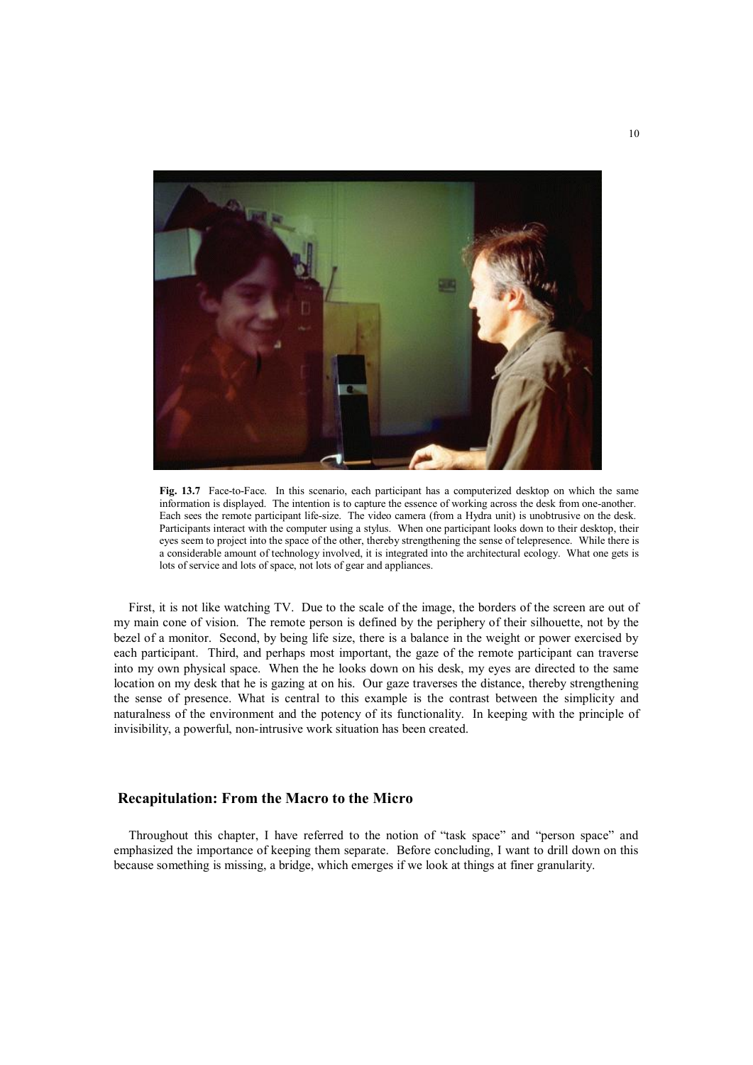**Fig. 13.7** Face-to-Face. In this scenario, each participant has a computerized desktop on which the same information is displayed. The intention is to capture the essence of working across the desk from one-another. Each sees the remote participant life-size. The video camera (from a Hydra unit) is unobtrusive on the desk. Participants interact with the computer using a stylus. When one participant looks down to their desktop, their eyes seem to project into the space of the other, thereby strengthening the sense of telepresence. While there is a considerable amount of technology involved, it is integrated into the architectural ecology. What one gets is lots of service and lots of space, not lots of gear and appliances.

First, it is not like watching TV. Due to the scale of the image, the borders of the screen are out of my main cone of vision. The remote person is defined by the periphery of their silhouette, not by the bezel of a monitor. Second, by being life size, there is a balance in the weight or power exercised by each participant. Third, and perhaps most important, the gaze of the remote participant can traverse into my own physical space. When the he looks down on his desk, my eyes are directed to the same location on my desk that he is gazing at on his. Our gaze traverses the distance, thereby strengthening the sense of presence. What is central to this example is the contrast between the simplicity and naturalness of the environment and the potency of its functionality. In keeping with the principle of invisibility, a powerful, non-intrusive work situation has been created.

## Recapitulation: From the Macro to the Micro

Throughout this chapter, I have referred to the notion of "task space" and "person space" and emphasized the importance of keeping them separate. Before concluding, I want to drill down on this because something is missing, a bridge, which emerges if we look at things at finer granularity.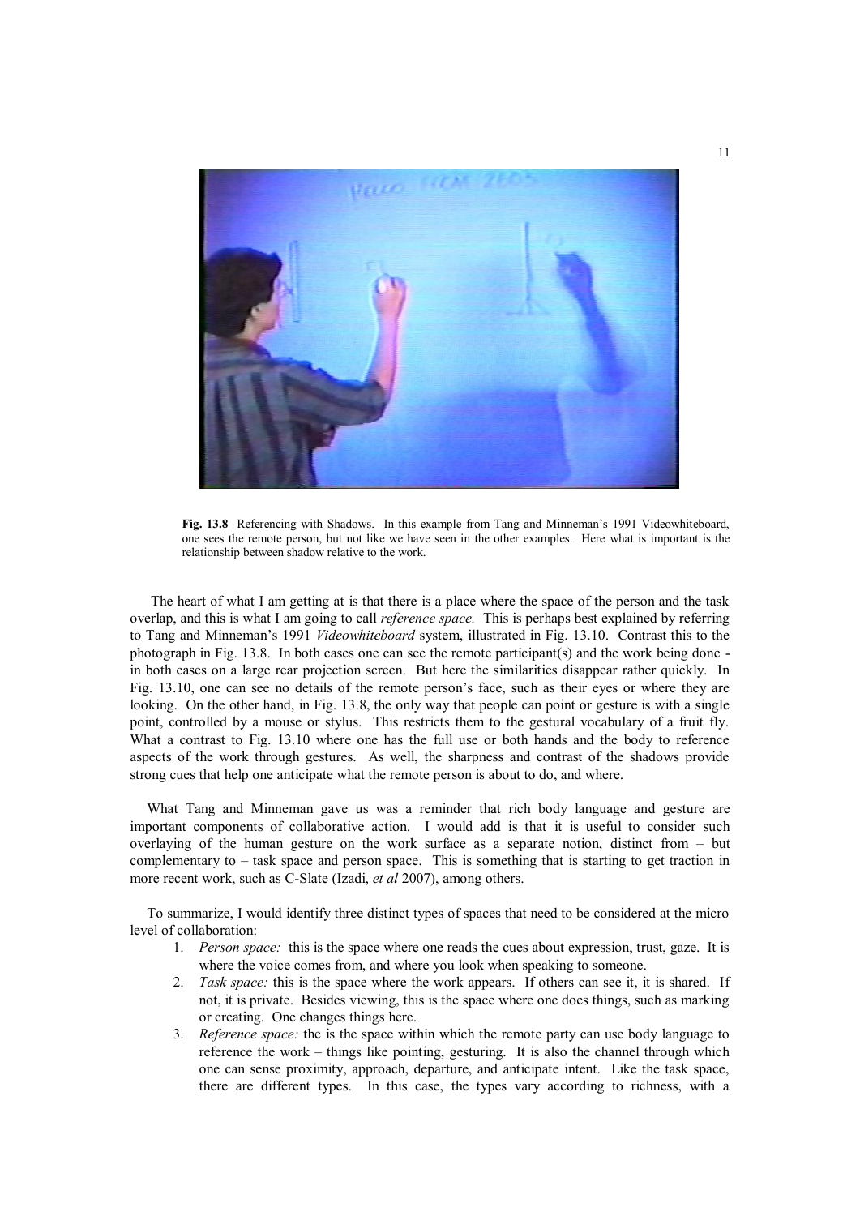**Fig. 13.8** Referencing with Shadows. In this example from Tang and Minneman's 1991 Videowhiteboard, one sees the remote person, but not like we have seen in the other examples. Here what is important is the relationship between shadow relative to the work.

The heart of what I am getting at is that there is a place where the space of the person and the task overlap, and this is what I am going to call *reference space.* This is perhaps best explained by referring to Tang and Minneman's 1991 *Videowhiteboard* system, illustrated in Fig. 13.10. Contrast this to the photograph in Fig. 13.8. In both cases one can see the remote participant(s) and the work being done - in both cases on a large rear projection screen. But here the similarities disappear rather quickly. In Fig. 13.10, one can see no details of the remote person's face, such as their eyes or where they are looking. On the other hand, in Fig. 13.8, the only way that people can point or gesture is with a single point, controlled by a mouse or stylus. This restricts them to the gestural vocabulary of a fruit fly. What a contrast to Fig. 13.10 where one has the full use or both hands and the body to reference aspects of the work through gestures. As well, the sharpness and contrast of the shadows provide strong cues that help one anticipate what the remote person is about to do, and where.

What Tang and Minneman gave us was a reminder that rich body language and gesture are important components of collaborative action. I would add is that it is useful to consider such overlaying of the human gesture on the work surface as a separate notion, distinct from – but complementary to – task space and person space. This is something that is starting to get traction in more recent work, such as C-Slate (Izadi, *et al* 2007), among others.

To summarize, I would identify three distinct types of spaces that need to be considered at the micro level of collaboration:

1. *Person space:* this is the space where one reads the cues about expression, trust, gaze. It is where the voice comes from, and where you look when speaking to someone.
2. *Task space:* this is the space where the work appears. If others can see it, it is shared. If not, it is private. Besides viewing, this is the space where one does things, such as marking or creating. One changes things here.
3. *Reference space:* the is the space within which the remote party can use body language to reference the work – things like pointing, gesturing. It is also the channel through which one can sense proximity, approach, departure, and anticipate intent. Like the task space, there are different types. In this case, the types vary according to richness, with a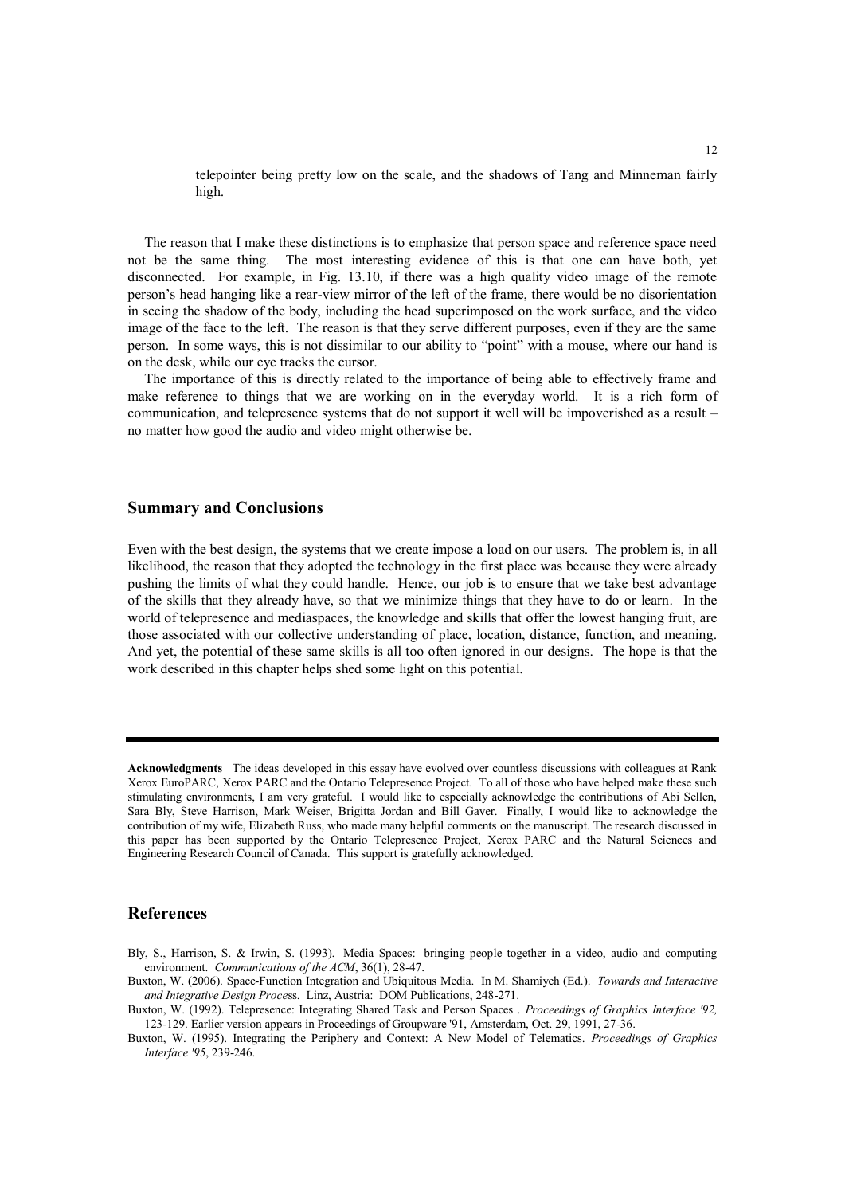telepointer being pretty low on the scale, and the shadows of Tang and Minneman fairly high.

The reason that I make these distinctions is to emphasize that person space and reference space need not be the same thing. The most interesting evidence of this is that one can have both, yet disconnected. For example, in Fig. 13.10, if there was a high quality video image of the remote person's head hanging like a rear-view mirror of the left of the frame, there would be no disorientation in seeing the shadow of the body, including the head superimposed on the work surface, and the video image of the face to the left. The reason is that they serve different purposes, even if they are the same person. In some ways, this is not dissimilar to our ability to "point" with a mouse, where our hand is on the desk, while our eye tracks the cursor.

The importance of this is directly related to the importance of being able to effectively frame and make reference to things that we are working on in the everyday world. It is a rich form of communication, and telepresence systems that do not support it well will be impoverished as a result – no matter how good the audio and video might otherwise be.

## Summary and Conclusions

Even with the best design, the systems that we create impose a load on our users. The problem is, in all likelihood, the reason that they adopted the technology in the first place was because they were already pushing the limits of what they could handle. Hence, our job is to ensure that we take best advantage of the skills that they already have, so that we minimize things that they have to do or learn. In the world of telepresence and mediaspaces, the knowledge and skills that offer the lowest hanging fruit, are those associated with our collective understanding of place, location, distance, function, and meaning. And yet, the potential of these same skills is all too often ignored in our designs. The hope is that the work described in this chapter helps shed some light on this potential.

---

**Acknowledgments** The ideas developed in this essay have evolved over countless discussions with colleagues at Rank Xerox EuroPARC, Xerox PARC and the Ontario Telepresence Project. To all of those who have helped make these such stimulating environments, I am very grateful. I would like to especially acknowledge the contributions of Abi Sellen, Sara Bly, Steve Harrison, Mark Weiser, Brigitta Jordan and Bill Gaver. Finally, I would like to acknowledge the contribution of my wife, Elizabeth Russ, who made many helpful comments on the manuscript. The research discussed in this paper has been supported by the Ontario Telepresence Project, Xerox PARC and the Natural Sciences and Engineering Research Council of Canada. This support is gratefully acknowledged.

## References

Bly, S., Harrison, S. & Irwin, S. (1993). Media Spaces: bringing people together in a video, audio and computing environment. *Communications of the ACM*, 36(1), 28-47.

Buxton, W. (2006). Space-Function Integration and Ubiquitous Media. In M. Shamiyeh (Ed.). *Towards and Interactive and Integrative Design Process.* Linz, Austria: DOM Publications, 248-271.

Buxton, W. (1992). Telepresence: Integrating Shared Task and Person Spaces . *Proceedings of Graphics Interface '92,* 123-129. Earlier version appears in Proceedings of Groupware '91, Amsterdam, Oct. 29, 1991, 27-36.

Buxton, W. (1995). Integrating the Periphery and Context: A New Model of Telematics. *Proceedings of Graphics Interface '95*, 239-246.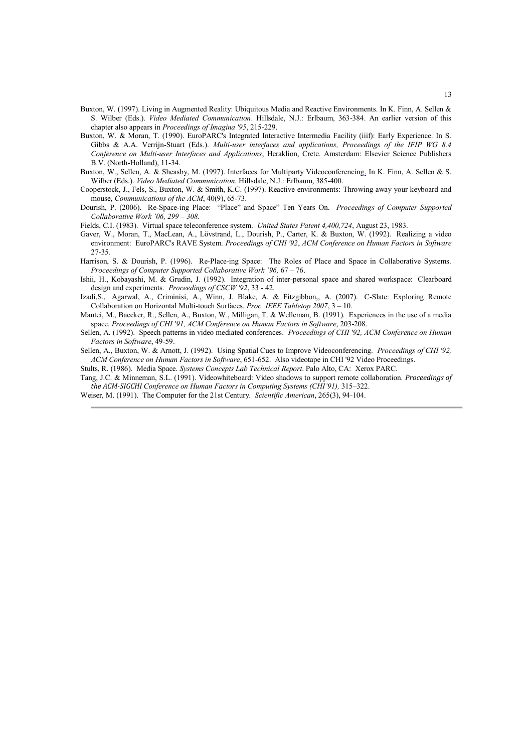Buxton, W. (1997). Living in Augmented Reality: Ubiquitous Media and Reactive Environments. In K. Finn, A. Sellen & S. Wilber (Eds.). *Video Mediated Communication*. Hillsdale, N.J.: Erlbaum, 363-384. An earlier version of this chapter also appears in *Proceedings of Imagina '95*, 215-229.

Buxton, W. & Moran, T. (1990). EuroPARC's Integrated Interactive Intermedia Facility (iiif): Early Experience. In S. Gibbs & A.A. Verrijn-Stuart (Eds.). *Multi-user interfaces and applications, Proceedings of the IFIP WG 8.4 Conference on Multi-user Interfaces and Applications*, Heraklion, Crete. Amsterdam: Elsevier Science Publishers B.V. (North-Holland), 11-34.

Buxton, W., Sellen, A. & Sheasby, M. (1997). Interfaces for Multiparty Videoconferencing. In K. Finn, A. Sellen & S. Wilber (Eds.). *Video Mediated Communication.* Hillsdale, N.J.: Erlbaum, 385-400.

Cooperstock, J., Fels, S., Buxton, W. & Smith, K.C. (1997). Reactive environments: Throwing away your keyboard and mouse, *Communications of the ACM*, 40(9), 65-73.

Dourish, P. (2006). Re-Space-ing Place: "Place" and Space" Ten Years On. *Proceedings of Computer Supported Collaborative Work '06, 299 – 308.*

Fields, C.I. (1983). Virtual space teleconference system. *United States Patent 4,400,724*, August 23, 1983.

Gaver, W., Moran, T., MacLean, A., Lövstrand, L., Dourish, P., Carter, K. & Buxton, W. (1992). Realizing a video environment: EuroPARC's RAVE System. *Proceedings of CHI '92*, *ACM Conference on Human Factors in Software* 27-35.

Harrison, S. & Dourish, P. (1996). Re-Place-ing Space: The Roles of Place and Space in Collaborative Systems. *Proceedings of Computer Supported Collaborative Work '96,* 67 – 76.

Ishii, H., Kobayashi, M. & Grudin, J. (1992). Integration of inter-personal space and shared workspace: Clearboard design and experiments. *Proceedings of CSCW '92*, 33 - 42.

Izadi,S., Agarwal, A., Criminisi, A., Winn, J. Blake, A. & Fitzgibbon,, A. (2007). C-Slate: Exploring Remote Collaboration on Horizontal Multi-touch Surfaces. *Proc. IEEE Tabletop 2007*, 3 – 10.

Mantei, M., Baecker, R., Sellen, A., Buxton, W., Milligan, T. & Welleman, B. (1991). Experiences in the use of a media space. *Proceedings of CHI '91, ACM Conference on Human Factors in Software*, 203-208.

Sellen, A. (1992). Speech patterns in video mediated conferences. *Proceedings of CHI '92, ACM Conference on Human Factors in Software*, 49-59.

Sellen, A., Buxton, W. & Arnott, J. (1992). Using Spatial Cues to Improve Videoconferencing. *Proceedings of CHI '92, ACM Conference on Human Factors in Software*, 651-652. Also videotape in CHI '92 Video Proceedings.

Stults, R. (1986). Media Space. *Systems Concepts Lab Technical Report*. Palo Alto, CA: Xerox PARC.

Tang, J.C. & Minneman, S.L. (1991). Videowhiteboard: Video shadows to support remote collaboration. *Proceedings of the ACM-SIGCHI Conference on Human Factors in Computing Systems (CHI'91),* 315–322.

Weiser, M. (1991). The Computer for the 21st Century. *Scientific American*, 265(3), 94-104.